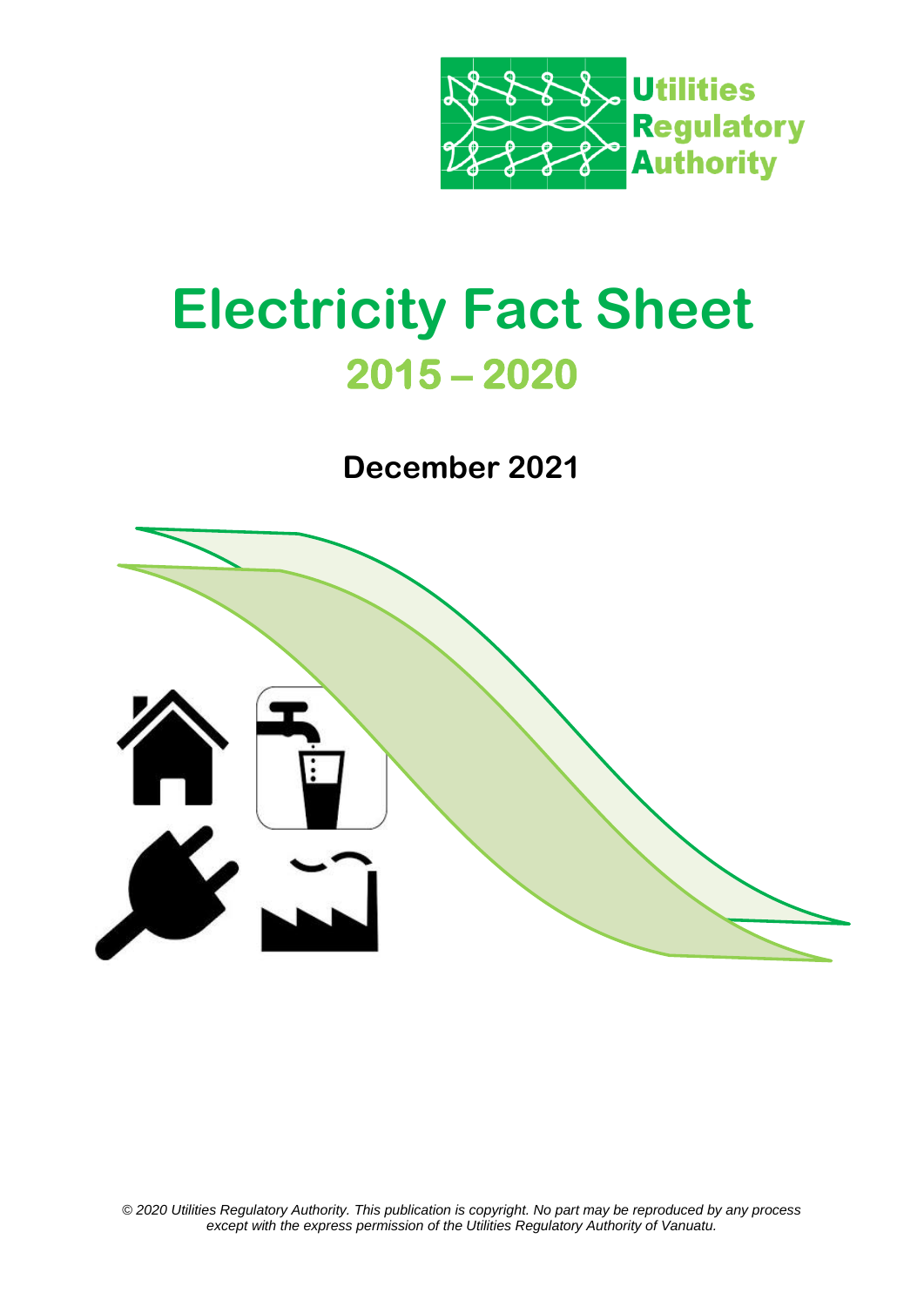Utilities Regulatory Authority

# Electricity Fact Sheet

## 2015 – 2020

**December 2021**

*© 2020 Utilities Regulatory Authority. This publication is copyright. No part may be reproduced by any process except with the express permission of the Utilities Regulatory Authority of Vanuatu.*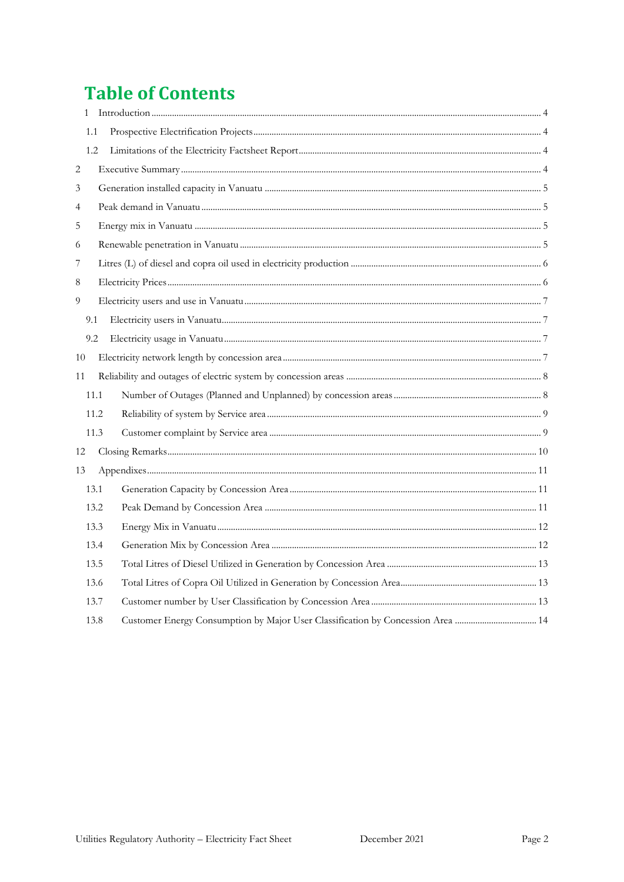# Table of Contents

- 1 Introduction ... 4
  - 1.1 Prospective Electrification Projects ... 4
  - 1.2 Limitations of the Electricity Factsheet Report ... 4
- 2 Executive Summary ... 4
- 3 Generation installed capacity in Vanuatu ... 5
- 4 Peak demand in Vanuatu ... 5
- 5 Energy mix in Vanuatu ... 5
- 6 Renewable penetration in Vanuatu ... 5
- 7 Litres (L) of diesel and copra oil used in electricity production ... 6
- 8 Electricity Prices ... 6
- 9 Electricity users and use in Vanuatu ... 7
  - 9.1 Electricity users in Vanuatu ... 7
  - 9.2 Electricity usage in Vanuatu ... 7
- 10 Electricity network length by concession area ... 7
- 11 Reliability and outages of electric system by concession areas ... 8
  - 11.1 Number of Outages (Planned and Unplanned) by concession areas ... 8
  - 11.2 Reliability of system by Service area ... 9
  - 11.3 Customer complaint by Service area ... 9
- 12 Closing Remarks ... 10
- 13 Appendixes ... 11
  - 13.1 Generation Capacity by Concession Area ... 11
  - 13.2 Peak Demand by Concession Area ... 11
  - 13.3 Energy Mix in Vanuatu ... 12
  - 13.4 Generation Mix by Concession Area ... 12
  - 13.5 Total Litres of Diesel Utilized in Generation by Concession Area ... 13
  - 13.6 Total Litres of Copra Oil Utilized in Generation by Concession Area ... 13
  - 13.7 Customer number by User Classification by Concession Area ... 13
  - 13.8 Customer Energy Consumption by Major User Classification by Concession Area ... 14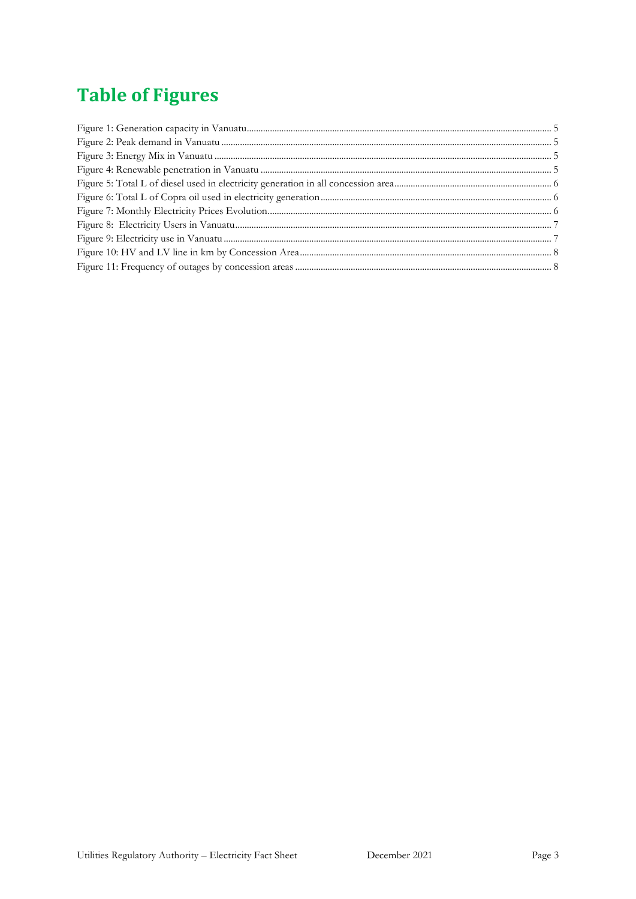# Table of Figures

Figure 1: Generation capacity in Vanuatu ........................................................................................................................ 5
Figure 2: Peak demand in Vanuatu ................................................................................................................................ 5
Figure 3: Energy Mix in Vanuatu ................................................................................................................................... 5
Figure 4: Renewable penetration in Vanuatu ................................................................................................................ 5
Figure 5: Total L of diesel used in electricity generation in all concession area ......................................................... 6
Figure 6: Total L of Copra oil used in electricity generation ......................................................................................... 6
Figure 7: Monthly Electricity Prices Evolution ............................................................................................................... 6
Figure 8: Electricity Users in Vanuatu ............................................................................................................................ 7
Figure 9: Electricity use in Vanuatu ................................................................................................................................ 7
Figure 10: HV and LV line in km by Concession Area .................................................................................................. 8
Figure 11: Frequency of outages by concession areas ................................................................................................. 8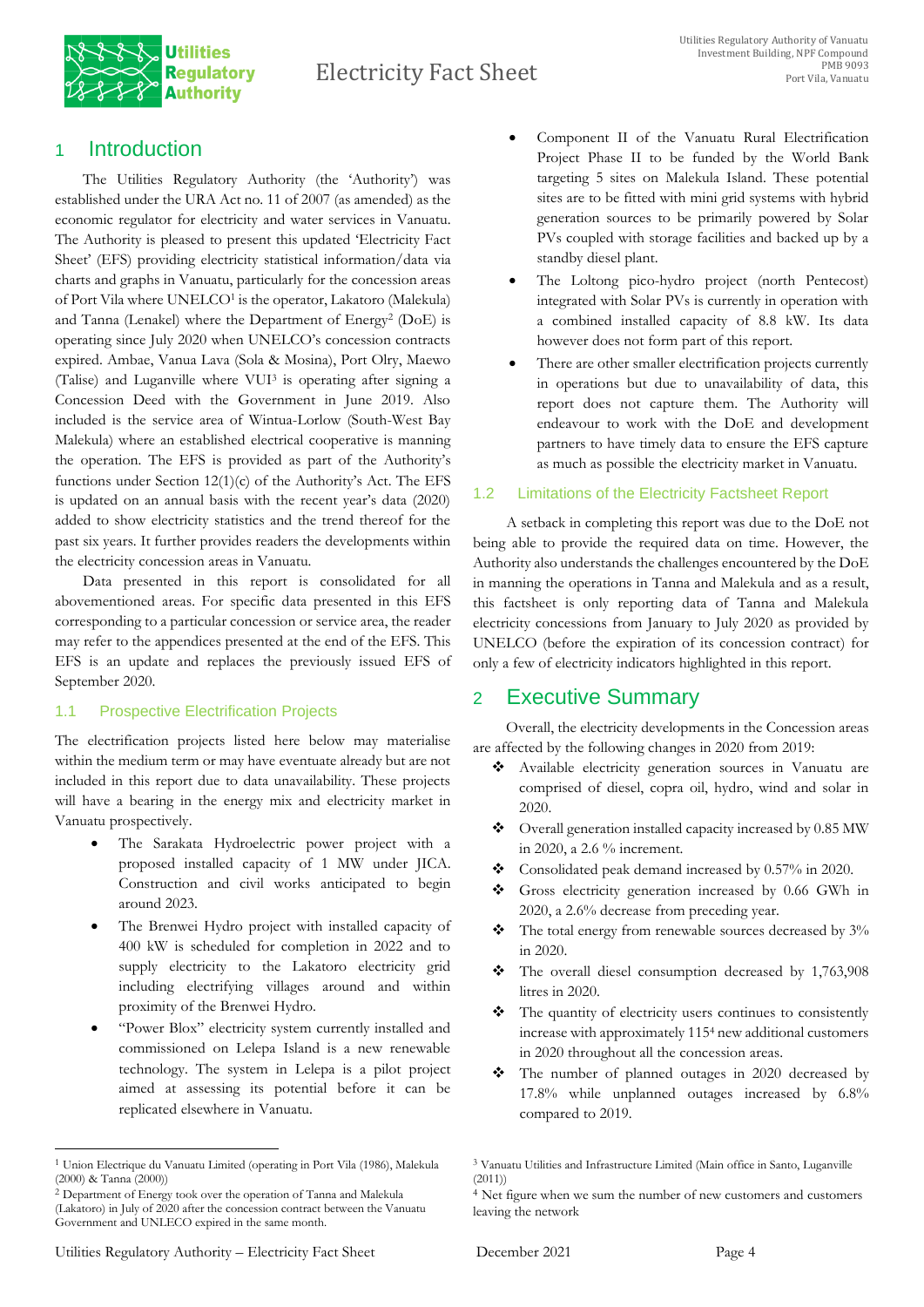## 1 Introduction

The Utilities Regulatory Authority (the 'Authority') was established under the URA Act no. 11 of 2007 (as amended) as the economic regulator for electricity and water services in Vanuatu. The Authority is pleased to present this updated 'Electricity Fact Sheet' (EFS) providing electricity statistical information/data via charts and graphs in Vanuatu, particularly for the concession areas of Port Vila where UNELCO[1] is the operator, Lakatoro (Malekula) and Tanna (Lenakel) where the Department of Energy[2] (DoE) is operating since July 2020 when UNELCO's concession contracts expired. Ambae, Vanua Lava (Sola & Mosina), Port Olry, Maewo (Talise) and Luganville where VUI[3] is operating after signing a Concession Deed with the Government in June 2019. Also included is the service area of Wintua-Lorlow (South-West Bay Malekula) where an established electrical cooperative is manning the operation. The EFS is provided as part of the Authority's functions under Section 12(1)(c) of the Authority's Act. The EFS is updated on an annual basis with the recent year's data (2020) added to show electricity statistics and the trend thereof for the past six years. It further provides readers the developments within the electricity concession areas in Vanuatu.

Data presented in this report is consolidated for all abovementioned areas. For specific data presented in this EFS corresponding to a particular concession or service area, the reader may refer to the appendices presented at the end of the EFS. This EFS is an update and replaces the previously issued EFS of September 2020.

### 1.1 Prospective Electrification Projects

The electrification projects listed here below may materialise within the medium term or may have eventuate already but are not included in this report due to data unavailability. These projects will have a bearing in the energy mix and electricity market in Vanuatu prospectively.

- The Sarakata Hydroelectric power project with a proposed installed capacity of 1 MW under JICA. Construction and civil works anticipated to begin around 2023.
- The Brenwei Hydro project with installed capacity of 400 kW is scheduled for completion in 2022 and to supply electricity to the Lakatoro electricity grid including electrifying villages around and within proximity of the Brenwei Hydro.
- "Power Blox" electricity system currently installed and commissioned on Lelepa Island is a new renewable technology. The system in Lelepa is a pilot project aimed at assessing its potential before it can be replicated elsewhere in Vanuatu.
- Component II of the Vanuatu Rural Electrification Project Phase II to be funded by the World Bank targeting 5 sites on Malekula Island. These potential sites are to be fitted with mini grid systems with hybrid generation sources to be primarily powered by Solar PVs coupled with storage facilities and backed up by a standby diesel plant.
- The Loltong pico-hydro project (north Pentecost) integrated with Solar PVs is currently in operation with a combined installed capacity of 8.8 kW. Its data however does not form part of this report.
- There are other smaller electrification projects currently in operations but due to unavailability of data, this report does not capture them. The Authority will endeavour to work with the DoE and development partners to have timely data to ensure the EFS capture as much as possible the electricity market in Vanuatu.

### 1.2 Limitations of the Electricity Factsheet Report

A setback in completing this report was due to the DoE not being able to provide the required data on time. However, the Authority also understands the challenges encountered by the DoE in manning the operations in Tanna and Malekula and as a result, this factsheet is only reporting data of Tanna and Malekula electricity concessions from January to July 2020 as provided by UNELCO (before the expiration of its concession contract) for only a few of electricity indicators highlighted in this report.

## 2 Executive Summary

Overall, the electricity developments in the Concession areas are affected by the following changes in 2020 from 2019:

- Available electricity generation sources in Vanuatu are comprised of diesel, copra oil, hydro, wind and solar in 2020.
- Overall generation installed capacity increased by 0.85 MW in 2020, a 2.6 % increment.
- Consolidated peak demand increased by 0.57% in 2020.
- Gross electricity generation increased by 0.66 GWh in 2020, a 2.6% decrease from preceding year.
- The total energy from renewable sources decreased by 3% in 2020.
- The overall diesel consumption decreased by 1,763,908 litres in 2020.
- The quantity of electricity users continues to consistently increase with approximately 115[4] new additional customers in 2020 throughout all the concession areas.
- The number of planned outages in 2020 decreased by 17.8% while unplanned outages increased by 6.8% compared to 2019.

---

[1] Union Electrique du Vanuatu Limited (operating in Port Vila (1986), Malekula (2000) & Tanna (2000))

[2] Department of Energy took over the operation of Tanna and Malekula (Lakatoro) in July of 2020 after the concession contract between the Vanuatu Government and UNLECO expired in the same month.

[3] Vanuatu Utilities and Infrastructure Limited (Main office in Santo, Luganville (2011))

[4] Net figure when we sum the number of new customers and customers leaving the network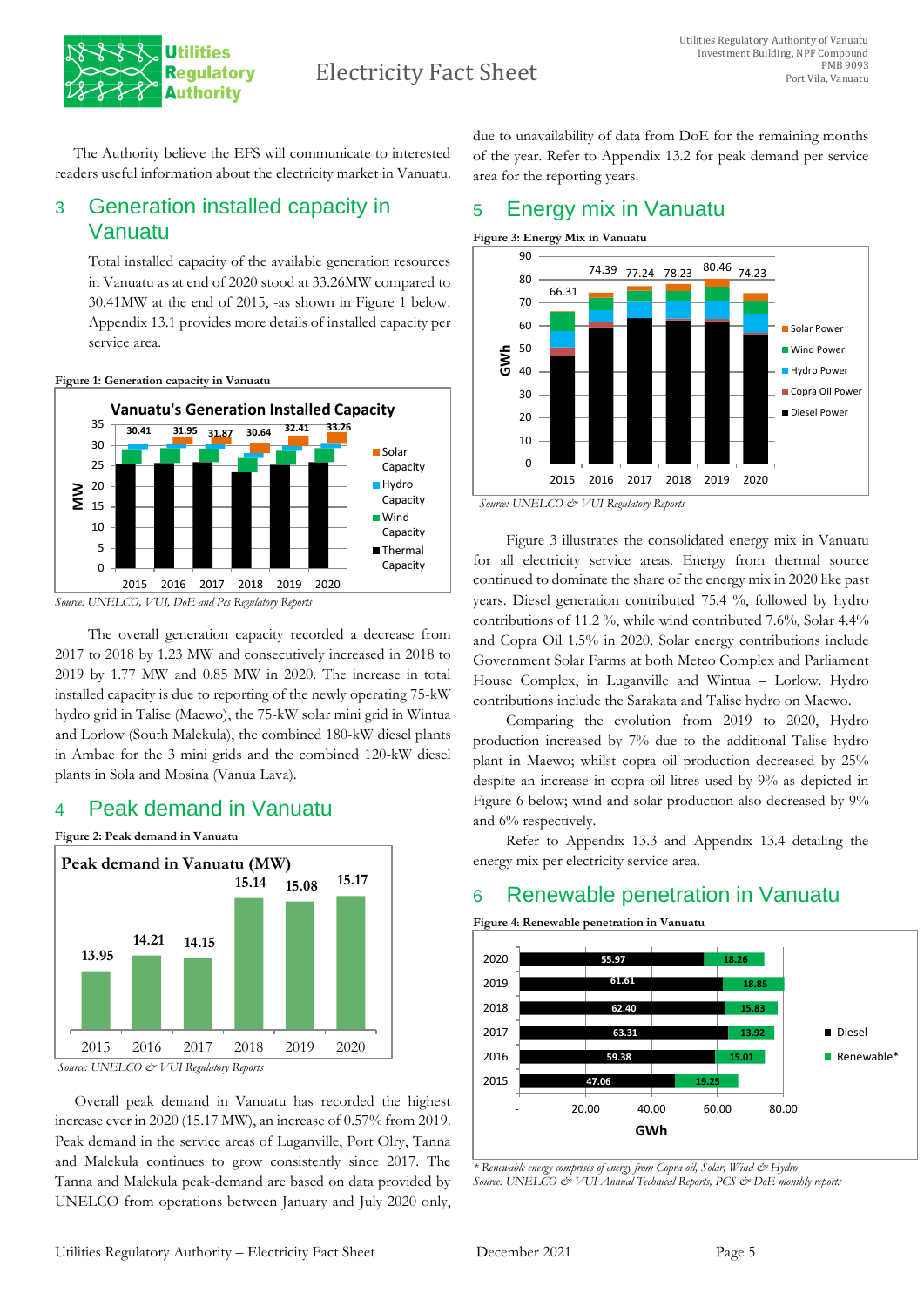The Authority believe the EFS will communicate to interested readers useful information about the electricity market in Vanuatu.

## 3 Generation installed capacity in Vanuatu

Total installed capacity of the available generation resources in Vanuatu as at end of 2020 stood at 33.26MW compared to 30.41MW at the end of 2015, -as shown in Figure 1 below. Appendix 13.1 provides more details of installed capacity per service area.

**Figure 1: Generation capacity in Vanuatu**

*Source: UNELCO, VUI, DoE and Pcs Regulatory Reports*

The overall generation capacity recorded a decrease from 2017 to 2018 by 1.23 MW and consecutively increased in 2018 to 2019 by 1.77 MW and 0.85 MW in 2020. The increase in total installed capacity is due to reporting of the newly operating 75-kW hydro grid in Talise (Maewo), the 75-kW solar mini grid in Wintua and Lorlow (South Malekula), the combined 180-kW diesel plants in Ambae for the 3 mini grids and the combined 120-kW diesel plants in Sola and Mosina (Vanua Lava).

## 4 Peak demand in Vanuatu

**Figure 2: Peak demand in Vanuatu**

*Source: UNELCO & VUI Regulatory Reports*

Overall peak demand in Vanuatu has recorded the highest increase ever in 2020 (15.17 MW), an increase of 0.57% from 2019. Peak demand in the service areas of Luganville, Port Olry, Tanna and Malekula continues to grow consistently since 2017. The Tanna and Malekula peak-demand are based on data provided by UNELCO from operations between January and July 2020 only, due to unavailability of data from DoE for the remaining months of the year. Refer to Appendix 13.2 for peak demand per service area for the reporting years.

## 5 Energy mix in Vanuatu

**Figure 3: Energy Mix in Vanuatu**

*Source: UNELCO & VUI Regulatory Reports*

Figure 3 illustrates the consolidated energy mix in Vanuatu for all electricity service areas. Energy from thermal source continued to dominate the share of the energy mix in 2020 like past years. Diesel generation contributed 75.4 %, followed by hydro contributions of 11.2 %, while wind contributed 7.6%, Solar 4.4% and Copra Oil 1.5% in 2020. Solar energy contributions include Government Solar Farms at both Meteo Complex and Parliament House Complex, in Luganville and Wintua – Lorlow. Hydro contributions include the Sarakata and Talise hydro on Maewo.

Comparing the evolution from 2019 to 2020, Hydro production increased by 7% due to the additional Talise hydro plant in Maewo; whilst copra oil production decreased by 25% despite an increase in copra oil litres used by 9% as depicted in Figure 6 below; wind and solar production also decreased by 9% and 6% respectively.

Refer to Appendix 13.3 and Appendix 13.4 detailing the energy mix per electricity service area.

## 6 Renewable penetration in Vanuatu

**Figure 4: Renewable penetration in Vanuatu**

*\* Renewable energy comprises of energy from Copra oil, Solar, Wind & Hydro*
*Source: UNELCO & VUI Annual Technical Reports, PCS & DoE monthly reports*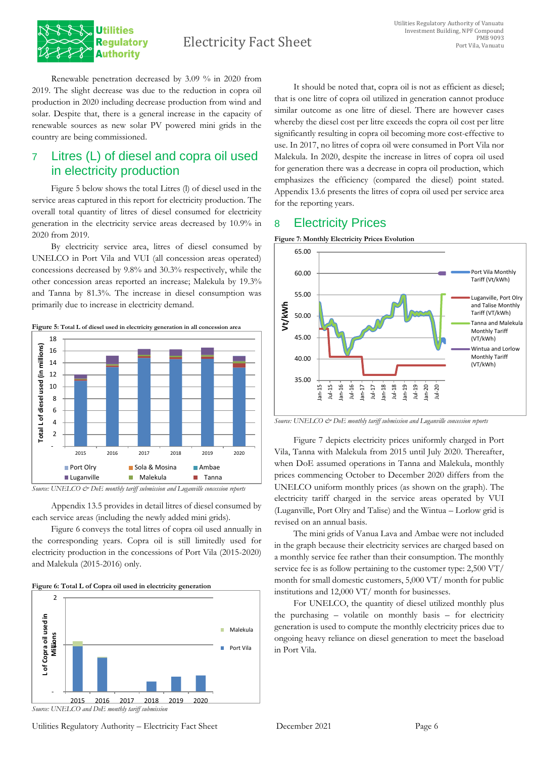Renewable penetration decreased by 3.09 % in 2020 from 2019. The slight decrease was due to the reduction in copra oil production in 2020 including decrease production from wind and solar. Despite that, there is a general increase in the capacity of renewable sources as new solar PV powered mini grids in the country are being commissioned.

# 7 Litres (L) of diesel and copra oil used in electricity production

Figure 5 below shows the total Litres (l) of diesel used in the service areas captured in this report for electricity production. The overall total quantity of litres of diesel consumed for electricity generation in the electricity service areas decreased by 10.9% in 2020 from 2019.

By electricity service area, litres of diesel consumed by UNELCO in Port Vila and VUI (all concession areas operated) concessions decreased by 9.8% and 30.3% respectively, while the other concession areas reported an increase; Malekula by 19.3% and Tanna by 81.3%. The increase in diesel consumption was primarily due to increase in electricity demand.

**Figure 5: Total L of diesel used in electricity generation in all concession area**

*Source: UNELCO & DoE monthly tariff submission and Luganville concession reports*

Appendix 13.5 provides in detail litres of diesel consumed by each service areas (including the newly added mini grids).

Figure 6 conveys the total litres of copra oil used annually in the corresponding years. Copra oil is still limitedly used for electricity production in the concessions of Port Vila (2015-2020) and Malekula (2015-2016) only.

**Figure 6: Total L of Copra oil used in electricity generation**

*Source: UNELCO and DoE monthly tariff submission*

It should be noted that, copra oil is not as efficient as diesel; that is one litre of copra oil utilized in generation cannot produce similar outcome as one litre of diesel. There are however cases whereby the diesel cost per litre exceeds the copra oil cost per litre significantly resulting in copra oil becoming more cost-effective to use. In 2017, no litres of copra oil were consumed in Port Vila nor Malekula. In 2020, despite the increase in litres of copra oil used for generation there was a decrease in copra oil production, which emphasizes the efficiency (compared the diesel) point stated. Appendix 13.6 presents the litres of copra oil used per service area for the reporting years.

# 8 Electricity Prices

**Figure 7: Monthly Electricity Prices Evolution**

*Source: UNELCO & DoE monthly tariff submission and Luganville concession reports*

Figure 7 depicts electricity prices uniformly charged in Port Vila, Tanna with Malekula from 2015 until July 2020. Thereafter, when DoE assumed operations in Tanna and Malekula, monthly prices commencing October to December 2020 differs from the UNELCO uniform monthly prices (as shown on the graph). The electricity tariff charged in the service areas operated by VUI (Luganville, Port Olry and Talise) and the Wintua – Lorlow grid is revised on an annual basis.

The mini grids of Vanua Lava and Ambae were not included in the graph because their electricity services are charged based on a monthly service fee rather than their consumption. The monthly service fee is as follow pertaining to the customer type: 2,500 VT/ month for small domestic customers, 5,000 VT/ month for public institutions and 12,000 VT/ month for businesses.

For UNELCO, the quantity of diesel utilized monthly plus the purchasing – volatile on monthly basis – for electricity generation is used to compute the monthly electricity prices due to ongoing heavy reliance on diesel generation to meet the baseload in Port Vila.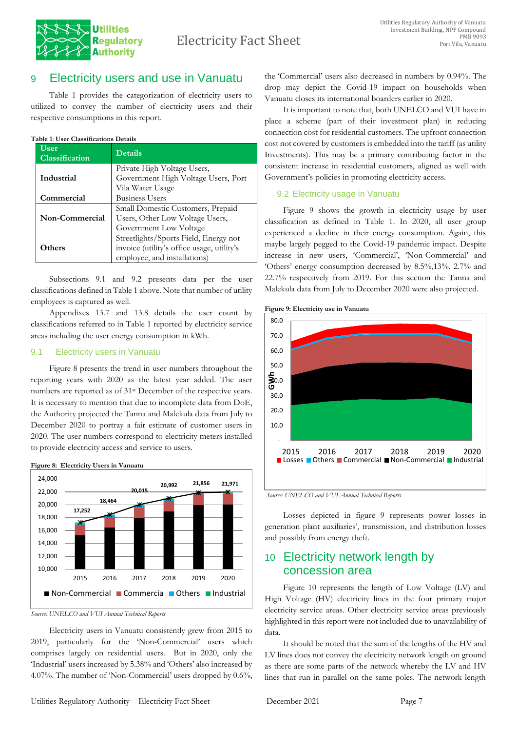## 9 Electricity users and use in Vanuatu

Table 1 provides the categorization of electricity users to utilized to convey the number of electricity users and their respective consumptions in this report.

**Table 1: User Classifications Details**

| User Classification | Details |
|---|---|
| **Industrial** | Private High Voltage Users, Government High Voltage Users, Port Vila Water Usage |
| **Commercial** | Business Users |
| **Non-Commercial** | Small Domestic Customers, Prepaid Users, Other Low Voltage Users, Government Low Voltage |
| **Others** | Streetlights/Sports Field, Energy not invoice (utility's office usage, utility's employee, and installations) |

Subsections 9.1 and 9.2 presents data per the user classifications defined in Table 1 above. Note that number of utility employees is captured as well.

Appendixes 13.7 and 13.8 details the user count by classifications referred to in Table 1 reported by electricity service areas including the user energy consumption in kWh.

### 9.1 Electricity users in Vanuatu

Figure 8 presents the trend in user numbers throughout the reporting years with 2020 as the latest year added. The user numbers are reported as of 31st December of the respective years. It is necessary to mention that due to incomplete data from DoE, the Authority projected the Tanna and Malekula data from July to December 2020 to portray a fair estimate of customer users in 2020. The user numbers correspond to electricity meters installed to provide electricity access and service to users.

**Figure 8: Electricity Users in Vanuatu**

| Year | Total users |
|---|---|
| 2015 | 17,252 |
| 2016 | 18,464 |
| 2017 | 20,015 |
| 2018 | 20,992 |
| 2019 | 21,856 |
| 2020 | 21,971 |

■ Non-Commercial ■ Commercia ■ Others ■ Industrial

*Source: UNELCO and VUI Annual Technical Reports*

Electricity users in Vanuatu consistently grew from 2015 to 2019, particularly for the 'Non-Commercial' users which comprises largely on residential users. But in 2020, only the 'Industrial' users increased by 5.38% and 'Others' also increased by 4.07%. The number of 'Non-Commercial' users dropped by 0.6%, the 'Commercial' users also decreased in numbers by 0.94%. The drop may depict the Covid-19 impact on households when Vanuatu closes its international boarders earlier in 2020.

It is important to note that, both UNELCO and VUI have in place a scheme (part of their investment plan) in reducing connection cost for residential customers. The upfront connection cost not covered by customers is embedded into the tariff (as utility Investments). This may be a primary contributing factor in the consistent increase in residential customers, aligned as well with Government's policies in promoting electricity access.

### 9.2 Electricity usage in Vanuatu

Figure 9 shows the growth in electricity usage by user classification as defined in Table 1. In 2020, all user group experienced a decline in their energy consumption. Again, this maybe largely pegged to the Covid-19 pandemic impact. Despite increase in new users, 'Commercial', 'Non-Commercial' and 'Others' energy consumption decreased by 8.5%,13%, 2.7% and 22.7% respectively from 2019. For this section the Tanna and Malekula data from July to December 2020 were also projected.

**Figure 9: Electricity use in Vanuatu**

■ Losses ■ Others ■ Commercial ■ Non-Commercial ■ Industrial

*Source: UNELCO and VUI Annual Technical Reports*

Losses depicted in figure 9 represents power losses in generation plant auxiliaries', transmission, and distribution losses and possibly from energy theft.

## 10 Electricity network length by concession area

Figure 10 represents the length of Low Voltage (LV) and High Voltage (HV) electricity lines in the four primary major electricity service areas. Other electricity service areas previously highlighted in this report were not included due to unavailability of data.

It should be noted that the sum of the lengths of the HV and LV lines does not convey the electricity network length on ground as there are some parts of the network whereby the LV and HV lines that run in parallel on the same poles. The network length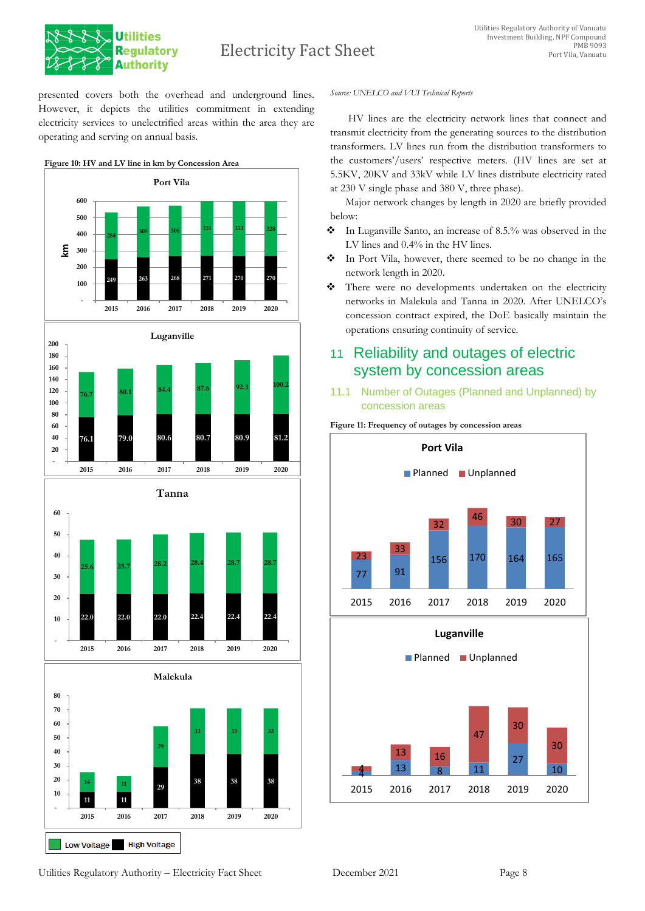presented covers both the overhead and underground lines. However, it depicts the utilities commitment in extending electricity services to unelectrified areas within the area they are operating and serving on annual basis.

**Figure 10: HV and LV line in km by Concession Area**

Port Vila (km)

| Year | High Voltage | Low Voltage |
|---|---|---|
| 2015 | 249 | 284 |
| 2016 | 263 | 305 |
| 2017 | 268 | 306 |
| 2018 | 271 | 331 |
| 2019 | 270 | 333 |
| 2020 | 270 | 328 |

Luganville

| Year | High Voltage | Low Voltage |
|---|---|---|
| 2015 | 76.1 | 76.7 |
| 2016 | 79.0 | 80.1 |
| 2017 | 80.6 | 84.4 |
| 2018 | 80.7 | 87.6 |
| 2019 | 80.9 | 92.3 |
| 2020 | 81.2 | 100.2 |

Tanna

| Year | High Voltage | Low Voltage |
|---|---|---|
| 2015 | 22.0 | 25.6 |
| 2016 | 22.0 | 25.7 |
| 2017 | 22.0 | 28.2 |
| 2018 | 22.4 | 28.4 |
| 2019 | 22.4 | 28.7 |
| 2020 | 22.4 | 28.7 |

Malekula

| Year | High Voltage | Low Voltage |
|---|---|---|
| 2015 | 11 | 14 |
| 2016 | 11 | 11 |
| 2017 | 29 | 29 |
| 2018 | 38 | 33 |
| 2019 | 38 | 33 |
| 2020 | 38 | 33 |

*Source: UNELCO and VUI Technical Reports*

HV lines are the electricity network lines that connect and transmit electricity from the generating sources to the distribution transformers. LV lines run from the distribution transformers to the customers'/users' respective meters. (HV lines are set at 5.5KV, 20KV and 33kV while LV lines distribute electricity rated at 230 V single phase and 380 V, three phase).

Major network changes by length in 2020 are briefly provided below:

- In Luganville Santo, an increase of 8.5.% was observed in the LV lines and 0.4% in the HV lines.
- In Port Vila, however, there seemed to be no change in the network length in 2020.
- There were no developments undertaken on the electricity networks in Malekula and Tanna in 2020. After UNELCO's concession contract expired, the DoE basically maintain the operations ensuring continuity of service.

# 11 Reliability and outages of electric system by concession areas

## 11.1 Number of Outages (Planned and Unplanned) by concession areas

**Figure 11: Frequency of outages by concession areas**

Port Vila

| Year | Planned | Unplanned |
|---|---|---|
| 2015 | 77 | 23 |
| 2016 | 91 | 33 |
| 2017 | 156 | 32 |
| 2018 | 170 | 46 |
| 2019 | 164 | 30 |
| 2020 | 165 | 27 |

Luganville

| Year | Planned | Unplanned |
|---|---|---|
| 2015 | 4 | 4 |
| 2016 | 13 | 13 |
| 2017 | 8 | 16 |
| 2018 | 11 | 47 |
| 2019 | 27 | 30 |
| 2020 | 10 | 30 |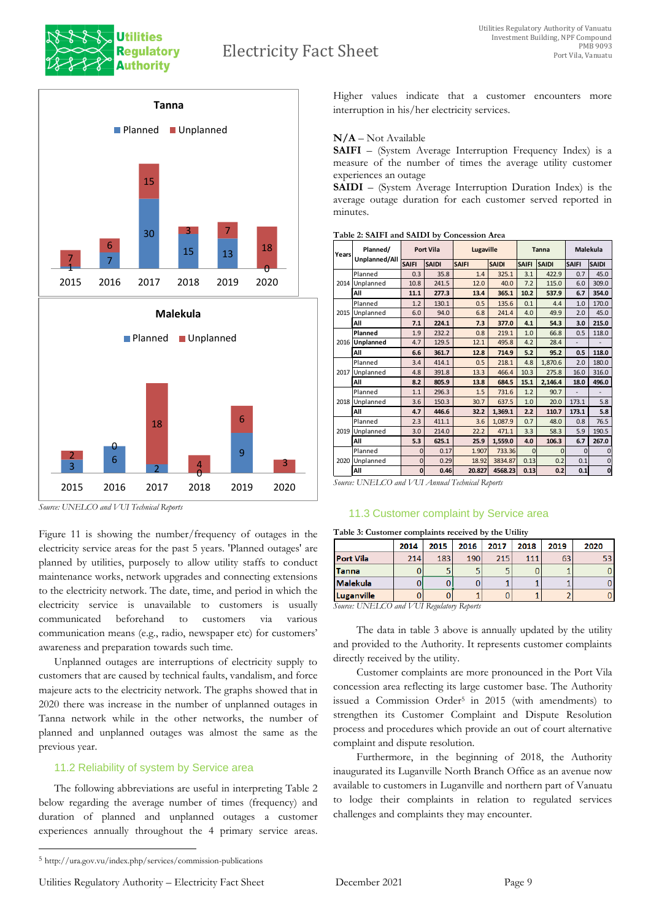**Tanna**

Planned / Unplanned

| Year | Planned | Unplanned |
|---|---|---|
| 2015 | 1 | 7 |
| 2016 | 7 | 6 |
| 2017 | 30 | 15 |
| 2018 | 15 | 3 |
| 2019 | 13 | 7 |
| 2020 | 0 | 18 |

**Malekula**

Planned / Unplanned

| Year | Planned | Unplanned |
|---|---|---|
| 2015 | 3 | 2 |
| 2016 | 6 | 0 |
| 2017 | 2 | 18 |
| 2018 | 0 | 4 |
| 2019 | 9 | 6 |
| 2020 | | 3 |

*Source: UNELCO and VUI Technical Reports*

Figure 11 is showing the number/frequency of outages in the electricity service areas for the past 5 years. 'Planned outages' are planned by utilities, purposely to allow utility staffs to conduct maintenance works, network upgrades and connecting extensions to the electricity network. The date, time, and period in which the electricity service is unavailable to customers is usually communicated beforehand to customers via various communication means (e.g., radio, newspaper etc) for customers' awareness and preparation towards such time.

Unplanned outages are interruptions of electricity supply to customers that are caused by technical faults, vandalism, and force majeure acts to the electricity network. The graphs showed that in 2020 there was increase in the number of unplanned outages in Tanna network while in the other networks, the number of planned and unplanned outages was almost the same as the previous year.

## 11.2 Reliability of system by Service area

The following abbreviations are useful in interpreting Table 2 below regarding the average number of times (frequency) and duration of planned and unplanned outages a customer experiences annually throughout the 4 primary service areas. Higher values indicate that a customer encounters more interruption in his/her electricity services.

**N/A** – Not Available
**SAIFI** – (System Average Interruption Frequency Index) is a measure of the number of times the average utility customer experiences an outage
**SAIDI** – (System Average Interruption Duration Index) is the average outage duration for each customer served reported in minutes.

**Table 2: SAIFI and SAIDI by Concession Area**

| Years | Planned/ Unplanned/All | Port Vila | | Lugaville | | Tanna | | Malekula | |
|---|---|---|---|---|---|---|---|---|---|
| | | SAIFI | SAIDI | SAIFI | SAIDI | SAIFI | SAIDI | SAIFI | SAIDI |
| 2014 | Planned | 0.3 | 35.8 | 1.4 | 325.1 | 3.1 | 422.9 | 0.7 | 45.0 |
| | Unplanned | 10.8 | 241.5 | 12.0 | 40.0 | 7.2 | 115.0 | 6.0 | 309.0 |
| | **All** | **11.1** | **277.3** | **13.4** | **365.1** | **10.2** | **537.9** | **6.7** | **354.0** |
| 2015 | Planned | 1.2 | 130.1 | 0.5 | 135.6 | 0.1 | 4.4 | 1.0 | 170.0 |
| | Unplanned | 6.0 | 94.0 | 6.8 | 241.4 | 4.0 | 49.9 | 2.0 | 45.0 |
| | **All** | **7.1** | **224.1** | **7.3** | **377.0** | **4.1** | **54.3** | **3.0** | **215.0** |
| 2016 | **Planned** | 1.9 | 232.2 | 0.8 | 219.1 | 1.0 | 66.8 | 0.5 | 118.0 |
| | **Unplanned** | 4.7 | 129.5 | 12.1 | 495.8 | 4.2 | 28.4 | - | - |
| | **All** | **6.6** | **361.7** | **12.8** | **714.9** | **5.2** | **95.2** | **0.5** | **118.0** |
| 2017 | Planned | 3.4 | 414.1 | 0.5 | 218.1 | 4.8 | 1,870.6 | 2.0 | 180.0 |
| | Unplanned | 4.8 | 391.8 | 13.3 | 466.4 | 10.3 | 275.8 | 16.0 | 316.0 |
| | **All** | **8.2** | **805.9** | **13.8** | **684.5** | **15.1** | **2,146.4** | **18.0** | **496.0** |
| 2018 | Planned | 1.1 | 296.3 | 1.5 | 731.6 | 1.2 | 90.7 | - | - |
| | Unplanned | 3.6 | 150.3 | 30.7 | 637.5 | 1.0 | 20.0 | 173.1 | 5.8 |
| | **All** | **4.7** | **446.6** | **32.2** | **1,369.1** | **2.2** | **110.7** | **173.1** | **5.8** |
| 2019 | Planned | 2.3 | 411.1 | 3.6 | 1,087.9 | 0.7 | 48.0 | 0.8 | 76.5 |
| | Unplanned | 3.0 | 214.0 | 22.2 | 471.1 | 3.3 | 58.3 | 5.9 | 190.5 |
| | **All** | **5.3** | **625.1** | **25.9** | **1,559.0** | **4.0** | **106.3** | **6.7** | **267.0** |
| 2020 | Planned | 0 | 0.17 | 1.907 | 733.36 | 0 | 0 | 0 | 0 |
| | Unplanned | 0 | 0.29 | 18.92 | 3834.87 | 0.13 | 0.2 | 0.1 | 0 |
| | **All** | **0** | **0.46** | **20.827** | **4568.23** | **0.13** | **0.2** | **0.1** | **0** |

*Source: UNELCO and VUI Annual Technical Reports*

## 11.3 Customer complaint by Service area

**Table 3: Customer complaints received by the Utility**

| | 2014 | 2015 | 2016 | 2017 | 2018 | 2019 | 2020 |
|---|---|---|---|---|---|---|---|
| **Port Vila** | 214 | 183 | 190 | 215 | 111 | 63 | 53 |
| **Tanna** | 0 | 5 | 5 | 5 | 0 | 1 | 0 |
| **Malekula** | 0 | 0 | 0 | 1 | 1 | 1 | 0 |
| **Luganville** | 0 | 0 | 1 | 0 | 1 | 2 | 0 |

*Source: UNELCO and VUI Regulatory Reports*

The data in table 3 above is annually updated by the utility and provided to the Authority. It represents customer complaints directly received by the utility.

Customer complaints are more pronounced in the Port Vila concession area reflecting its large customer base. The Authority issued a Commission Order[5] in 2015 (with amendments) to strengthen its Customer Complaint and Dispute Resolution process and procedures which provide an out of court alternative complaint and dispute resolution.

Furthermore, in the beginning of 2018, the Authority inaugurated its Luganville North Branch Office as an avenue now available to customers in Luganville and northern part of Vanuatu to lodge their complaints in relation to regulated services challenges and complaints they may encounter.

---

[5] http://ura.gov.vu/index.php/services/commission-publications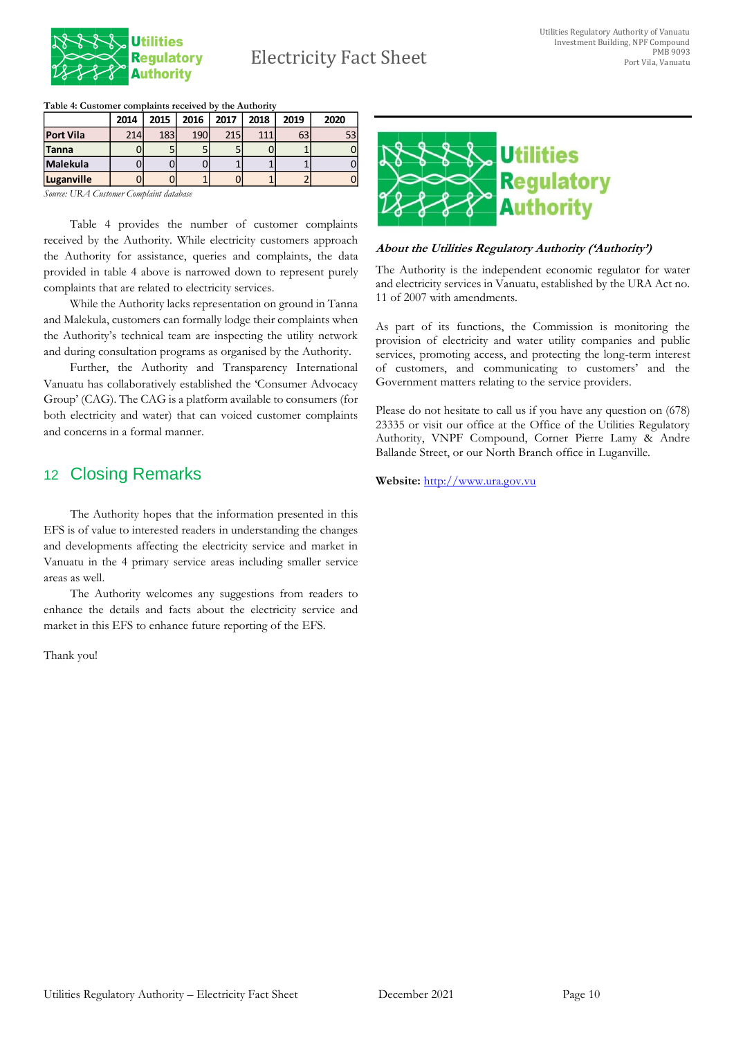**Table 4: Customer complaints received by the Authority**

| | 2014 | 2015 | 2016 | 2017 | 2018 | 2019 | 2020 |
|---|---|---|---|---|---|---|---|
| Port Vila | 214 | 183 | 190 | 215 | 111 | 63 | 53 |
| Tanna | 0 | 5 | 5 | 5 | 0 | 1 | 0 |
| Malekula | 0 | 0 | 0 | 1 | 1 | 1 | 0 |
| Luganville | 0 | 0 | 1 | 0 | 1 | 2 | 0 |

*Source: URA Customer Complaint database*

Table 4 provides the number of customer complaints received by the Authority. While electricity customers approach the Authority for assistance, queries and complaints, the data provided in table 4 above is narrowed down to represent purely complaints that are related to electricity services.

While the Authority lacks representation on ground in Tanna and Malekula, customers can formally lodge their complaints when the Authority's technical team are inspecting the utility network and during consultation programs as organised by the Authority.

Further, the Authority and Transparency International Vanuatu has collaboratively established the 'Consumer Advocacy Group' (CAG). The CAG is a platform available to consumers (for both electricity and water) that can voiced customer complaints and concerns in a formal manner.

## 12 Closing Remarks

The Authority hopes that the information presented in this EFS is of value to interested readers in understanding the changes and developments affecting the electricity service and market in Vanuatu in the 4 primary service areas including smaller service areas as well.

The Authority welcomes any suggestions from readers to enhance the details and facts about the electricity service and market in this EFS to enhance future reporting of the EFS.

Thank you!

***About the Utilities Regulatory Authority ('Authority')***

The Authority is the independent economic regulator for water and electricity services in Vanuatu, established by the URA Act no. 11 of 2007 with amendments.

As part of its functions, the Commission is monitoring the provision of electricity and water utility companies and public services, promoting access, and protecting the long-term interest of customers, and communicating to customers' and the Government matters relating to the service providers.

Please do not hesitate to call us if you have any question on (678) 23335 or visit our office at the Office of the Utilities Regulatory Authority, VNPF Compound, Corner Pierre Lamy & Andre Ballande Street, or our North Branch office in Luganville.

**Website:** http://www.ura.gov.vu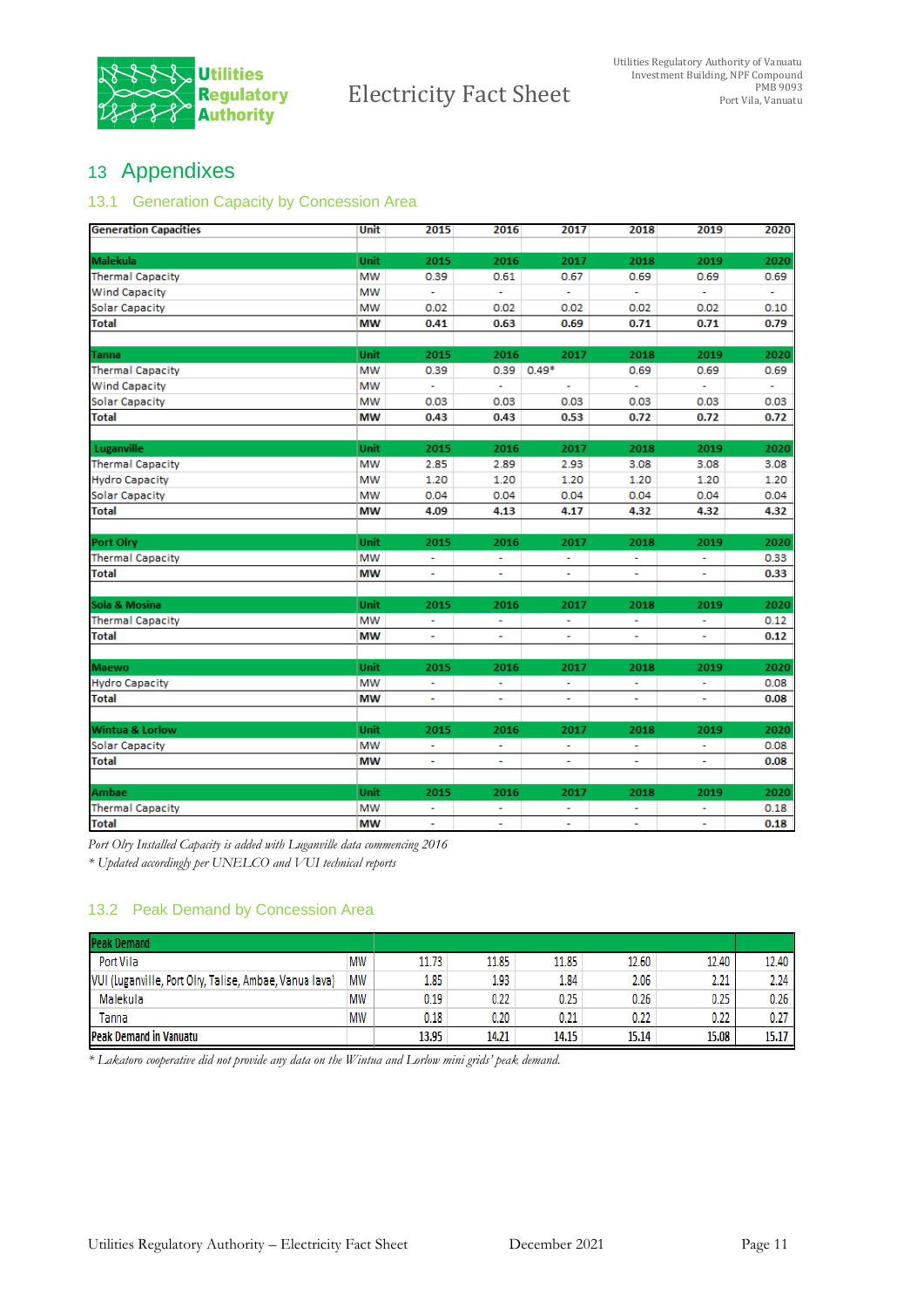# 13 Appendixes

## 13.1 Generation Capacity by Concession Area

| Generation Capacities | Unit | 2015 | 2016 | 2017 | 2018 | 2019 | 2020 |
|---|---|---|---|---|---|---|---|
| **Malekula** | **Unit** | **2015** | **2016** | **2017** | **2018** | **2019** | **2020** |
| Thermal Capacity | MW | 0.39 | 0.61 | 0.67 | 0.69 | 0.69 | 0.69 |
| Wind Capacity | MW | - | - | - | - | - | - |
| Solar Capacity | MW | 0.02 | 0.02 | 0.02 | 0.02 | 0.02 | 0.10 |
| **Total** | **MW** | **0.41** | **0.63** | **0.69** | **0.71** | **0.71** | **0.79** |
| **Tanna** | **Unit** | **2015** | **2016** | **2017** | **2018** | **2019** | **2020** |
| Thermal Capacity | MW | 0.39 | 0.39 | 0.49* | 0.69 | 0.69 | 0.69 |
| Wind Capacity | MW | - | - | - | - | - | - |
| Solar Capacity | MW | 0.03 | 0.03 | 0.03 | 0.03 | 0.03 | 0.03 |
| **Total** | **MW** | **0.43** | **0.43** | **0.53** | **0.72** | **0.72** | **0.72** |
| **Luganville** | **Unit** | **2015** | **2016** | **2017** | **2018** | **2019** | **2020** |
| Thermal Capacity | MW | 2.85 | 2.89 | 2.93 | 3.08 | 3.08 | 3.08 |
| Hydro Capacity | MW | 1.20 | 1.20 | 1.20 | 1.20 | 1.20 | 1.20 |
| Solar Capacity | MW | 0.04 | 0.04 | 0.04 | 0.04 | 0.04 | 0.04 |
| **Total** | **MW** | **4.09** | **4.13** | **4.17** | **4.32** | **4.32** | **4.32** |
| **Port Olry** | **Unit** | **2015** | **2016** | **2017** | **2018** | **2019** | **2020** |
| Thermal Capacity | MW | - | - | - | - | - | 0.33 |
| **Total** | **MW** | - | - | - | - | - | **0.33** |
| **Sola & Mosina** | **Unit** | **2015** | **2016** | **2017** | **2018** | **2019** | **2020** |
| Thermal Capacity | MW | - | - | - | - | - | 0.12 |
| **Total** | **MW** | - | - | - | - | - | **0.12** |
| **Maewo** | **Unit** | **2015** | **2016** | **2017** | **2018** | **2019** | **2020** |
| Hydro Capacity | MW | - | - | - | - | - | 0.08 |
| **Total** | **MW** | - | - | - | - | - | **0.08** |
| **Wintua & Lorlow** | **Unit** | **2015** | **2016** | **2017** | **2018** | **2019** | **2020** |
| Solar Capacity | MW | - | - | - | - | - | 0.08 |
| **Total** | **MW** | - | - | - | - | - | **0.08** |
| **Ambae** | **Unit** | **2015** | **2016** | **2017** | **2018** | **2019** | **2020** |
| Thermal Capacity | MW | - | - | - | - | - | 0.18 |
| **Total** | **MW** | - | - | - | - | - | **0.18** |

*Port Olry Installed Capacity is added with Luganville data commencing 2016*

*\* Updated accordingly per UNELCO and VUI technical reports*

## 13.2 Peak Demand by Concession Area

| Peak Demand | | | | | | | |
|---|---|---|---|---|---|---|---|
| Port Vila | MW | 11.73 | 11.85 | 11.85 | 12.60 | 12.40 | 12.40 |
| VUI (Luganville, Port Olry, Talise, Ambae, Vanua lava) | MW | 1.85 | 1.93 | 1.84 | 2.06 | 2.21 | 2.24 |
| Malekula | MW | 0.19 | 0.22 | 0.25 | 0.26 | 0.25 | 0.26 |
| Tanna | MW | 0.18 | 0.20 | 0.21 | 0.22 | 0.22 | 0.27 |
| **Peak Demand in Vanuatu** | | **13.95** | **14.21** | **14.15** | **15.14** | **15.08** | **15.17** |

*\* Lakatoro cooperative did not provide any data on the Wintua and Lorlow mini grids' peak demand.*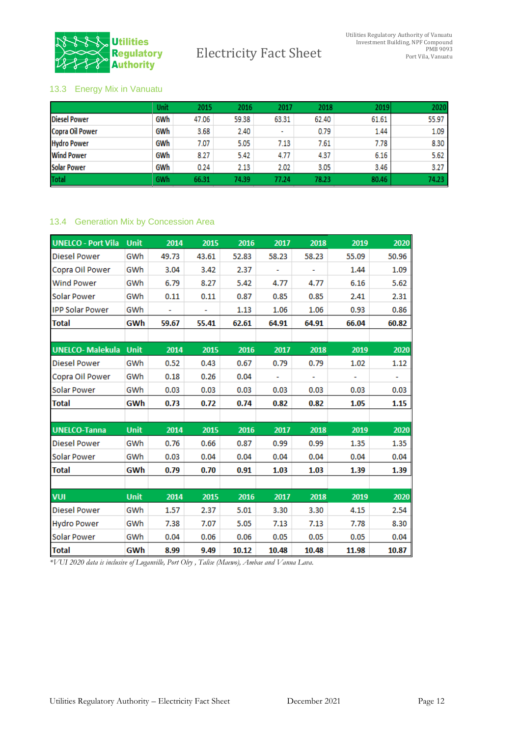### 13.3 Energy Mix in Vanuatu

| | Unit | 2015 | 2016 | 2017 | 2018 | 2019 | 2020 |
|---|---|---|---|---|---|---|---|
| Diesel Power | GWh | 47.06 | 59.38 | 63.31 | 62.40 | 61.61 | 55.97 |
| Copra Oil Power | GWh | 3.68 | 2.40 | - | 0.79 | 1.44 | 1.09 |
| Hydro Power | GWh | 7.07 | 5.05 | 7.13 | 7.61 | 7.78 | 8.30 |
| Wind Power | GWh | 8.27 | 5.42 | 4.77 | 4.37 | 6.16 | 5.62 |
| Solar Power | GWh | 0.24 | 2.13 | 2.02 | 3.05 | 3.46 | 3.27 |
| Total | GWh | 66.31 | 74.39 | 77.24 | 78.23 | 80.46 | 74.23 |

### 13.4 Generation Mix by Concession Area

| UNELCO - Port Vila | Unit | 2014 | 2015 | 2016 | 2017 | 2018 | 2019 | 2020 |
|---|---|---|---|---|---|---|---|---|
| Diesel Power | GWh | 49.73 | 43.61 | 52.83 | 58.23 | 58.23 | 55.09 | 50.96 |
| Copra Oil Power | GWh | 3.04 | 3.42 | 2.37 | - | - | 1.44 | 1.09 |
| Wind Power | GWh | 6.79 | 8.27 | 5.42 | 4.77 | 4.77 | 6.16 | 5.62 |
| Solar Power | GWh | 0.11 | 0.11 | 0.87 | 0.85 | 0.85 | 2.41 | 2.31 |
| IPP Solar Power | GWh | - | - | 1.13 | 1.06 | 1.06 | 0.93 | 0.86 |
| **Total** | **GWh** | **59.67** | **55.41** | **62.61** | **64.91** | **64.91** | **66.04** | **60.82** |

| UNELCO- Malekula | Unit | 2014 | 2015 | 2016 | 2017 | 2018 | 2019 | 2020 |
|---|---|---|---|---|---|---|---|---|
| Diesel Power | GWh | 0.52 | 0.43 | 0.67 | 0.79 | 0.79 | 1.02 | 1.12 |
| Copra Oil Power | GWh | 0.18 | 0.26 | 0.04 | - | - | - | - |
| Solar Power | GWh | 0.03 | 0.03 | 0.03 | 0.03 | 0.03 | 0.03 | 0.03 |
| **Total** | **GWh** | **0.73** | **0.72** | **0.74** | **0.82** | **0.82** | **1.05** | **1.15** |

| UNELCO-Tanna | Unit | 2014 | 2015 | 2016 | 2017 | 2018 | 2019 | 2020 |
|---|---|---|---|---|---|---|---|---|
| Diesel Power | GWh | 0.76 | 0.66 | 0.87 | 0.99 | 0.99 | 1.35 | 1.35 |
| Solar Power | GWh | 0.03 | 0.04 | 0.04 | 0.04 | 0.04 | 0.04 | 0.04 |
| **Total** | **GWh** | **0.79** | **0.70** | **0.91** | **1.03** | **1.03** | **1.39** | **1.39** |

| VUI | Unit | 2014 | 2015 | 2016 | 2017 | 2018 | 2019 | 2020 |
|---|---|---|---|---|---|---|---|---|
| Diesel Power | GWh | 1.57 | 2.37 | 5.01 | 3.30 | 3.30 | 4.15 | 2.54 |
| Hydro Power | GWh | 7.38 | 7.07 | 5.05 | 7.13 | 7.13 | 7.78 | 8.30 |
| Solar Power | GWh | 0.04 | 0.06 | 0.06 | 0.05 | 0.05 | 0.05 | 0.04 |
| **Total** | **GWh** | **8.99** | **9.49** | **10.12** | **10.48** | **10.48** | **11.98** | **10.87** |

*VUI 2020 data is inclusive of Luganville, Port Olry , Talise (Maewo), Ambae and Vanua Lava.*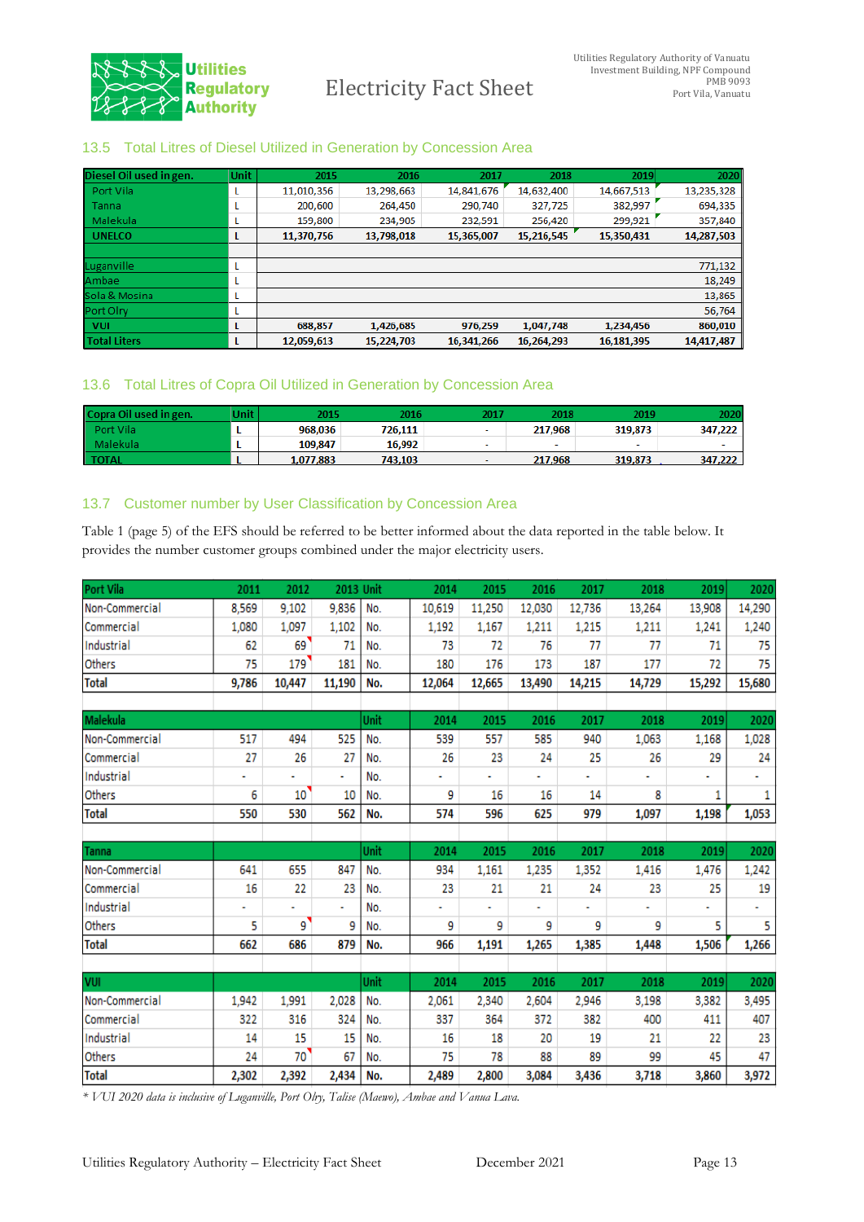## 13.5 Total Litres of Diesel Utilized in Generation by Concession Area

| Diesel Oil used in gen. | Unit | 2015 | 2016 | 2017 | 2018 | 2019 | 2020 |
|---|---|---|---|---|---|---|---|
| Port Vila | L | 11,010,356 | 13,298,663 | 14,841,676 | 14,632,400 | 14,667,513 | 13,235,328 |
| Tanna | L | 200,600 | 264,450 | 290,740 | 327,725 | 382,997 | 694,335 |
| Malekula | L | 159,800 | 234,905 | 232,591 | 256,420 | 299,921 | 357,840 |
| **UNELCO** | **L** | **11,370,756** | **13,798,018** | **15,365,007** | **15,216,545** | **15,350,431** | **14,287,503** |
| | | | | | | | |
| Luganville | L | | | | | | 771,132 |
| Ambae | L | | | | | | 18,249 |
| Sola & Mosina | L | | | | | | 13,865 |
| Port Olry | L | | | | | | 56,764 |
| **VUI** | **L** | **688,857** | **1,426,685** | **976,259** | **1,047,748** | **1,234,456** | **860,010** |
| **Total Liters** | **L** | **12,059,613** | **15,224,703** | **16,341,266** | **16,264,293** | **16,181,395** | **14,417,487** |

## 13.6 Total Litres of Copra Oil Utilized in Generation by Concession Area

| Copra Oil used in gen. | Unit | 2015 | 2016 | 2017 | 2018 | 2019 | 2020 |
|---|---|---|---|---|---|---|---|
| Port Vila | L | 968,036 | 726,111 | - | 217,968 | 319,873 | 347,222 |
| Malekula | L | 109,847 | 16,992 | - | - | - | - |
| TOTAL | L | 1,077,883 | 743,103 | - | 217,968 | 319,873 | 347,222 |

## 13.7 Customer number by User Classification by Concession Area

Table 1 (page 5) of the EFS should be referred to be better informed about the data reported in the table below. It provides the number customer groups combined under the major electricity users.

| Port Vila | 2011 | 2012 | 2013 | Unit | 2014 | 2015 | 2016 | 2017 | 2018 | 2019 | 2020 |
|---|---|---|---|---|---|---|---|---|---|---|---|
| Non-Commercial | 8,569 | 9,102 | 9,836 | No. | 10,619 | 11,250 | 12,030 | 12,736 | 13,264 | 13,908 | 14,290 |
| Commercial | 1,080 | 1,097 | 1,102 | No. | 1,192 | 1,167 | 1,211 | 1,215 | 1,211 | 1,241 | 1,240 |
| Industrial | 62 | 69 | 71 | No. | 73 | 72 | 76 | 77 | 77 | 71 | 75 |
| Others | 75 | 179 | 181 | No. | 180 | 176 | 173 | 187 | 177 | 72 | 75 |
| **Total** | **9,786** | **10,447** | **11,190** | **No.** | **12,064** | **12,665** | **13,490** | **14,215** | **14,729** | **15,292** | **15,680** |
| | | | | | | | | | | | |
| **Malekula** | | | | **Unit** | **2014** | **2015** | **2016** | **2017** | **2018** | **2019** | **2020** |
| Non-Commercial | 517 | 494 | 525 | No. | 539 | 557 | 585 | 940 | 1,063 | 1,168 | 1,028 |
| Commercial | 27 | 26 | 27 | No. | 26 | 23 | 24 | 25 | 26 | 29 | 24 |
| Industrial | - | - | - | No. | - | - | - | - | - | - | - |
| Others | 6 | 10 | 10 | No. | 9 | 16 | 16 | 14 | 8 | 1 | 1 |
| **Total** | **550** | **530** | **562** | **No.** | **574** | **596** | **625** | **979** | **1,097** | **1,198** | **1,053** |
| | | | | | | | | | | | |
| **Tanna** | | | | **Unit** | **2014** | **2015** | **2016** | **2017** | **2018** | **2019** | **2020** |
| Non-Commercial | 641 | 655 | 847 | No. | 934 | 1,161 | 1,235 | 1,352 | 1,416 | 1,476 | 1,242 |
| Commercial | 16 | 22 | 23 | No. | 23 | 21 | 21 | 24 | 23 | 25 | 19 |
| Industrial | - | - | - | No. | - | - | - | - | - | - | - |
| Others | 5 | 9 | 9 | No. | 9 | 9 | 9 | 9 | 9 | 5 | 5 |
| **Total** | **662** | **686** | **879** | **No.** | **966** | **1,191** | **1,265** | **1,385** | **1,448** | **1,506** | **1,266** |
| | | | | | | | | | | | |
| **VUI** | | | | **Unit** | **2014** | **2015** | **2016** | **2017** | **2018** | **2019** | **2020** |
| Non-Commercial | 1,942 | 1,991 | 2,028 | No. | 2,061 | 2,340 | 2,604 | 2,946 | 3,198 | 3,382 | 3,495 |
| Commercial | 322 | 316 | 324 | No. | 337 | 364 | 372 | 382 | 400 | 411 | 407 |
| Industrial | 14 | 15 | 15 | No. | 16 | 18 | 20 | 19 | 21 | 22 | 23 |
| Others | 24 | 70 | 67 | No. | 75 | 78 | 88 | 89 | 99 | 45 | 47 |
| **Total** | **2,302** | **2,392** | **2,434** | **No.** | **2,489** | **2,800** | **3,084** | **3,436** | **3,718** | **3,860** | **3,972** |

*\* VUI 2020 data is inclusive of Luganville, Port Olry, Talise (Maewo), Ambae and Vanua Lava.*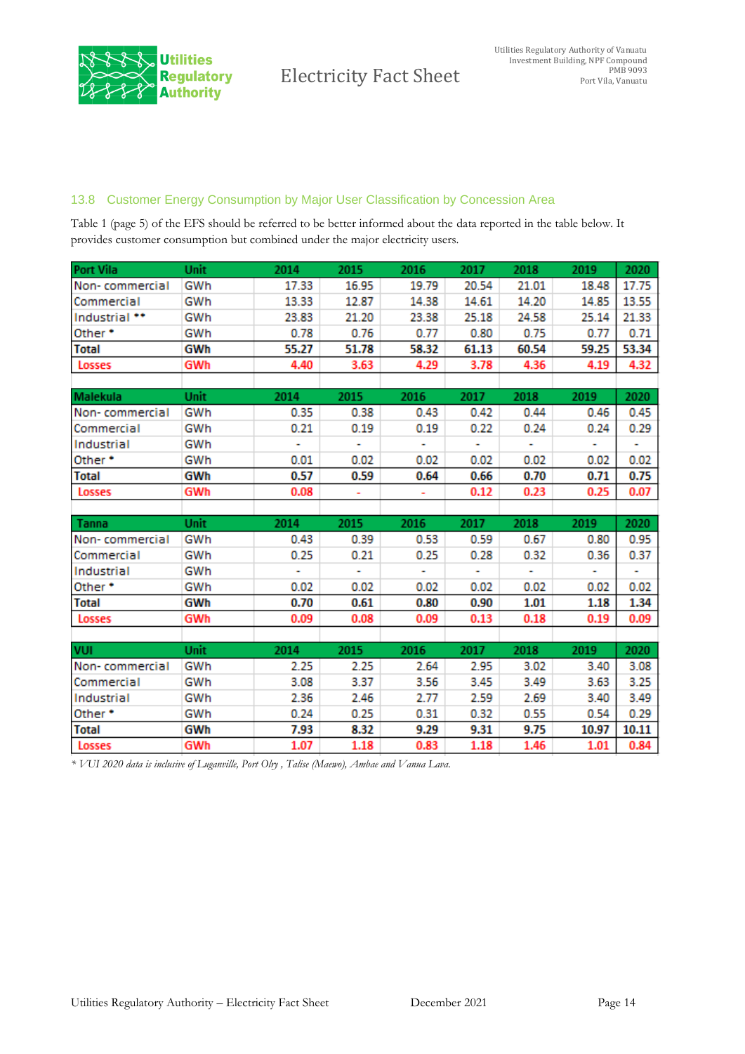## 13.8 Customer Energy Consumption by Major User Classification by Concession Area

Table 1 (page 5) of the EFS should be referred to be better informed about the data reported in the table below. It provides customer consumption but combined under the major electricity users.

| Port Vila | Unit | 2014 | 2015 | 2016 | 2017 | 2018 | 2019 | 2020 |
|---|---|---|---|---|---|---|---|---|
| Non- commercial | GWh | 17.33 | 16.95 | 19.79 | 20.54 | 21.01 | 18.48 | 17.75 |
| Commercial | GWh | 13.33 | 12.87 | 14.38 | 14.61 | 14.20 | 14.85 | 13.55 |
| Industrial ** | GWh | 23.83 | 21.20 | 23.38 | 25.18 | 24.58 | 25.14 | 21.33 |
| Other * | GWh | 0.78 | 0.76 | 0.77 | 0.80 | 0.75 | 0.77 | 0.71 |
| **Total** | **GWh** | **55.27** | **51.78** | **58.32** | **61.13** | **60.54** | **59.25** | **53.34** |
| Losses | GWh | 4.40 | 3.63 | 4.29 | 3.78 | 4.36 | 4.19 | 4.32 |

| Malekula | Unit | 2014 | 2015 | 2016 | 2017 | 2018 | 2019 | 2020 |
|---|---|---|---|---|---|---|---|---|
| Non- commercial | GWh | 0.35 | 0.38 | 0.43 | 0.42 | 0.44 | 0.46 | 0.45 |
| Commercial | GWh | 0.21 | 0.19 | 0.19 | 0.22 | 0.24 | 0.24 | 0.29 |
| Industrial | GWh | - | - | - | - | - | - | - |
| Other * | GWh | 0.01 | 0.02 | 0.02 | 0.02 | 0.02 | 0.02 | 0.02 |
| **Total** | **GWh** | **0.57** | **0.59** | **0.64** | **0.66** | **0.70** | **0.71** | **0.75** |
| Losses | GWh | 0.08 | - | - | 0.12 | 0.23 | 0.25 | 0.07 |

| Tanna | Unit | 2014 | 2015 | 2016 | 2017 | 2018 | 2019 | 2020 |
|---|---|---|---|---|---|---|---|---|
| Non- commercial | GWh | 0.43 | 0.39 | 0.53 | 0.59 | 0.67 | 0.80 | 0.95 |
| Commercial | GWh | 0.25 | 0.21 | 0.25 | 0.28 | 0.32 | 0.36 | 0.37 |
| Industrial | GWh | - | - | - | - | - | - | - |
| Other * | GWh | 0.02 | 0.02 | 0.02 | 0.02 | 0.02 | 0.02 | 0.02 |
| **Total** | **GWh** | **0.70** | **0.61** | **0.80** | **0.90** | **1.01** | **1.18** | **1.34** |
| Losses | GWh | 0.09 | 0.08 | 0.09 | 0.13 | 0.18 | 0.19 | 0.09 |

| VUI | Unit | 2014 | 2015 | 2016 | 2017 | 2018 | 2019 | 2020 |
|---|---|---|---|---|---|---|---|---|
| Non- commercial | GWh | 2.25 | 2.25 | 2.64 | 2.95 | 3.02 | 3.40 | 3.08 |
| Commercial | GWh | 3.08 | 3.37 | 3.56 | 3.45 | 3.49 | 3.63 | 3.25 |
| Industrial | GWh | 2.36 | 2.46 | 2.77 | 2.59 | 2.69 | 3.40 | 3.49 |
| Other * | GWh | 0.24 | 0.25 | 0.31 | 0.32 | 0.55 | 0.54 | 0.29 |
| **Total** | **GWh** | **7.93** | **8.32** | **9.29** | **9.31** | **9.75** | **10.97** | **10.11** |
| Losses | GWh | 1.07 | 1.18 | 0.83 | 1.18 | 1.46 | 1.01 | 0.84 |

*\* VUI 2020 data is inclusive of Luganville, Port Olry , Talise (Maewo), Ambae and Vanua Lava.*